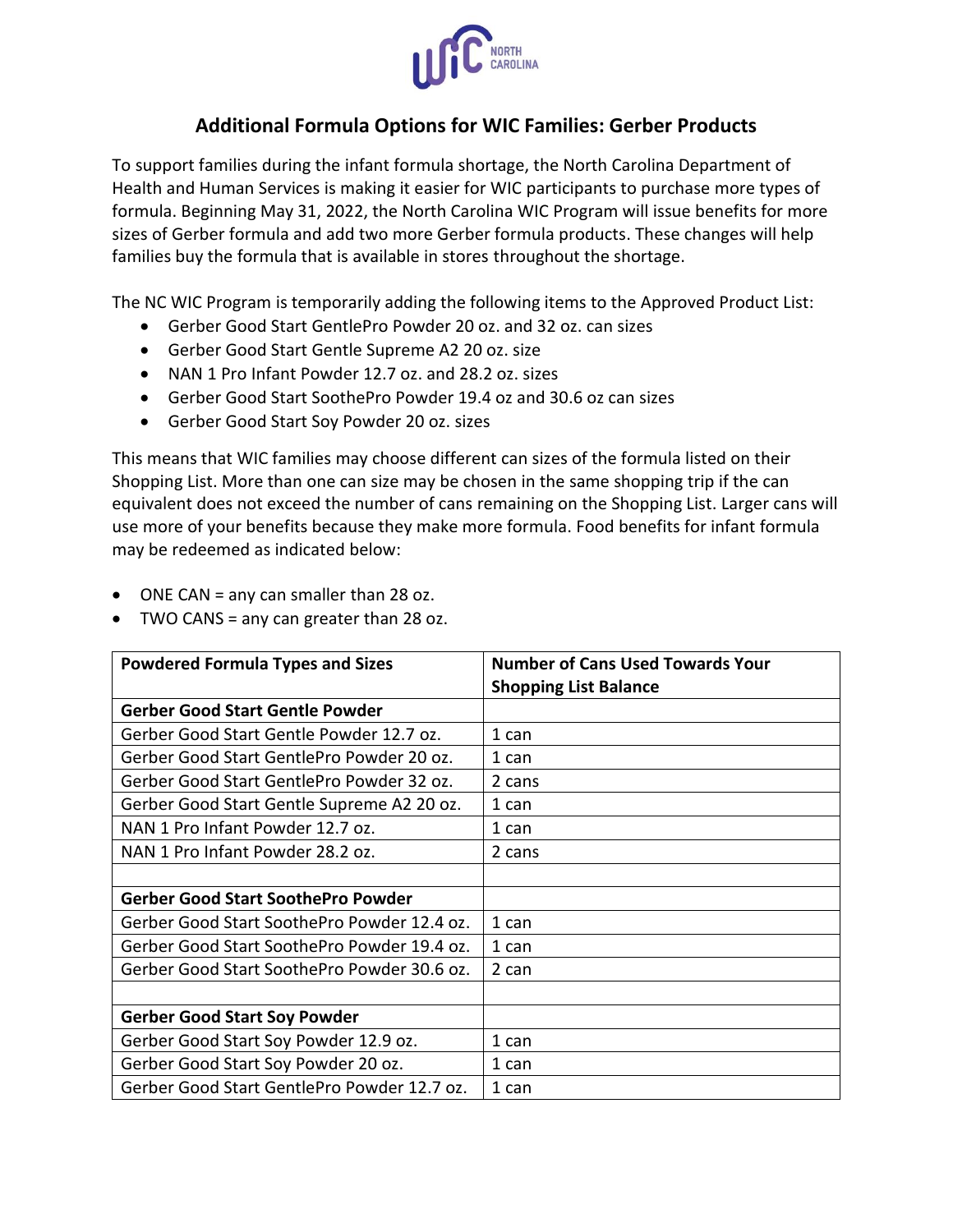## Additional Formula Options for WIC Families: Gerber Products

To support families during the infant formula shortage, the North Carolina Department of Health and Human Services is making it easier for WIC participants to purchase more types of formula. Beginning May 31, 2022, the North Carolina WIC Program will issue benefits for more sizes of Gerber formula and add two more Gerber formula products. These changes will help families buy the formula that is available in stores throughout the shortage.

The NC WIC Program is temporarily adding the following items to the Approved Product List:

- Gerber Good Start GentlePro Powder 20 oz. and 32 oz. can sizes
- Gerber Good Start Gentle Supreme A2 20 oz. size
- NAN 1 Pro Infant Powder 12.7 oz. and 28.2 oz. sizes
- Gerber Good Start SoothePro Powder 19.4 oz and 30.6 oz can sizes
- Gerber Good Start Soy Powder 20 oz. sizes

This means that WIC families may choose different can sizes of the formula listed on their Shopping List. More than one can size may be chosen in the same shopping trip if the can equivalent does not exceed the number of cans remaining on the Shopping List. Larger cans will use more of your benefits because they make more formula. Food benefits for infant formula may be redeemed as indicated below:

- ONE CAN = any can smaller than 28 oz.
- TWO CANS = any can greater than 28 oz.

| Powdered Formula Types and Sizes | Number of Cans Used Towards Your Shopping List Balance |
|---|---|
| **Gerber Good Start Gentle Powder** | |
| Gerber Good Start Gentle Powder 12.7 oz. | 1 can |
| Gerber Good Start GentlePro Powder 20 oz. | 1 can |
| Gerber Good Start GentlePro Powder 32 oz. | 2 cans |
| Gerber Good Start Gentle Supreme A2 20 oz. | 1 can |
| NAN 1 Pro Infant Powder 12.7 oz. | 1 can |
| NAN 1 Pro Infant Powder 28.2 oz. | 2 cans |
| | |
| **Gerber Good Start SoothePro Powder** | |
| Gerber Good Start SoothePro Powder 12.4 oz. | 1 can |
| Gerber Good Start SoothePro Powder 19.4 oz. | 1 can |
| Gerber Good Start SoothePro Powder 30.6 oz. | 2 can |
| | |
| **Gerber Good Start Soy Powder** | |
| Gerber Good Start Soy Powder 12.9 oz. | 1 can |
| Gerber Good Start Soy Powder 20 oz. | 1 can |
| Gerber Good Start GentlePro Powder 12.7 oz. | 1 can |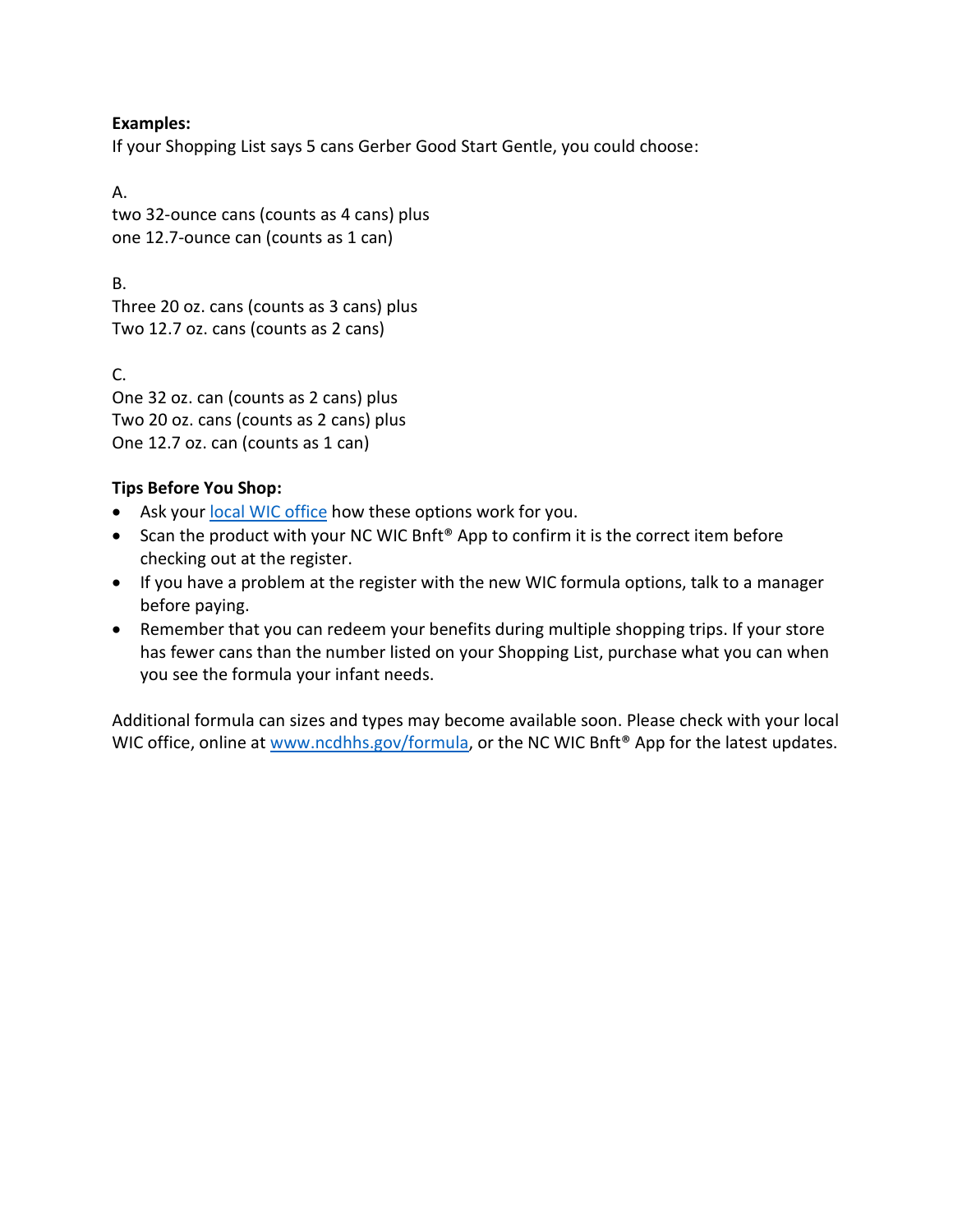**Examples:**

If your Shopping List says 5 cans Gerber Good Start Gentle, you could choose:

A.
two 32-ounce cans (counts as 4 cans) plus
one 12.7-ounce can (counts as 1 can)

B.
Three 20 oz. cans (counts as 3 cans) plus
Two 12.7 oz. cans (counts as 2 cans)

C.
One 32 oz. can (counts as 2 cans) plus
Two 20 oz. cans (counts as 2 cans) plus
One 12.7 oz. can (counts as 1 can)

**Tips Before You Shop:**

- Ask your local WIC office how these options work for you.
- Scan the product with your NC WIC Bnft® App to confirm it is the correct item before checking out at the register.
- If you have a problem at the register with the new WIC formula options, talk to a manager before paying.
- Remember that you can redeem your benefits during multiple shopping trips. If your store has fewer cans than the number listed on your Shopping List, purchase what you can when you see the formula your infant needs.

Additional formula can sizes and types may become available soon. Please check with your local WIC office, online at www.ncdhhs.gov/formula, or the NC WIC Bnft® App for the latest updates.